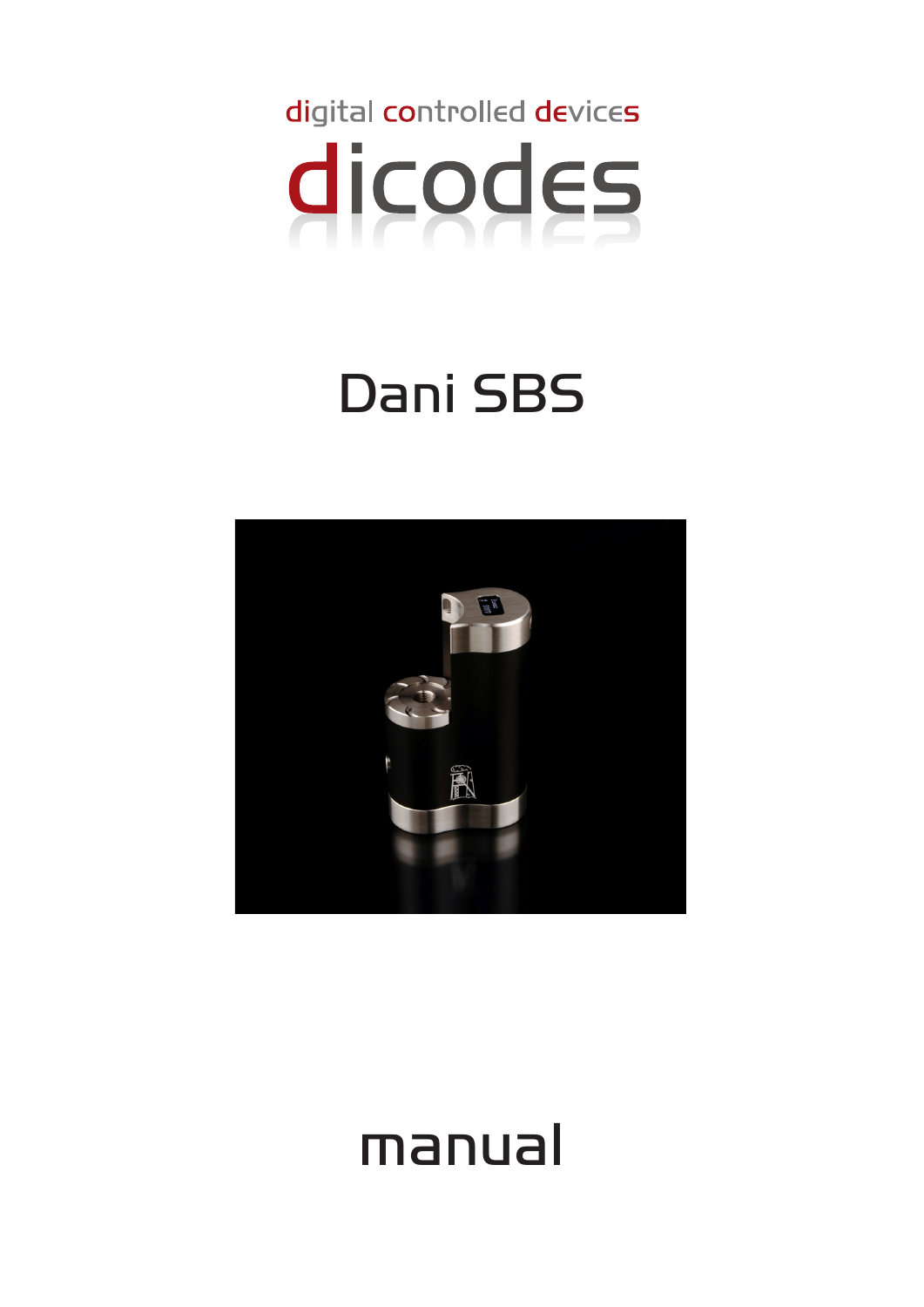digital controlled devices

# dicodes

# Dani SBS

# manual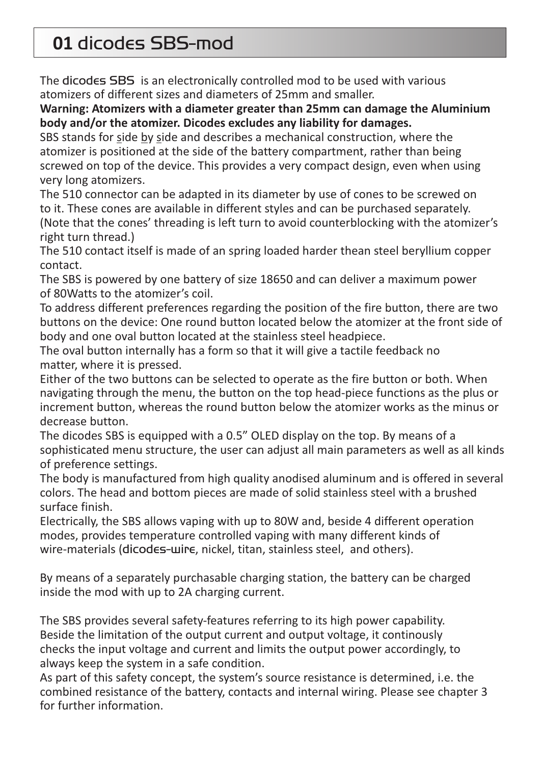# 01 dicodes SBS-mod

The dicodes SBS is an electronically controlled mod to be used with various atomizers of different sizes and diameters of 25mm and smaller.

**Warning: Atomizers with a diameter greater than 25mm can damage the Aluminium body and/or the atomizer. Dicodes excludes any liability for damages.**

SBS stands for side by side and describes a mechanical construction, where the atomizer is positioned at the side of the battery compartment, rather than being screwed on top of the device. This provides a very compact design, even when using very long atomizers.

The 510 connector can be adapted in its diameter by use of cones to be screwed on to it. These cones are available in different styles and can be purchased separately. (Note that the cones' threading is left turn to avoid counterblocking with the atomizer's right turn thread.)

The 510 contact itself is made of an spring loaded harder thean steel beryllium copper contact.

The SBS is powered by one battery of size 18650 and can deliver a maximum power of 80Watts to the atomizer's coil.

To address different preferences regarding the position of the fire button, there are two buttons on the device: One round button located below the atomizer at the front side of body and one oval button located at the stainless steel headpiece.

The oval button internally has a form so that it will give a tactile feedback no matter, where it is pressed.

Either of the two buttons can be selected to operate as the fire button or both. When navigating through the menu, the button on the top head-piece functions as the plus or increment button, whereas the round button below the atomizer works as the minus or decrease button.

The dicodes SBS is equipped with a 0.5" OLED display on the top. By means of a sophisticated menu structure, the user can adjust all main parameters as well as all kinds of preference settings.

The body is manufactured from high quality anodised aluminum and is offered in several colors. The head and bottom pieces are made of solid stainless steel with a brushed surface finish.

Electrically, the SBS allows vaping with up to 80W and, beside 4 different operation modes, provides temperature controlled vaping with many different kinds of wire-materials (dicodes-wire, nickel, titan, stainless steel, and others).

By means of a separately purchasable charging station, the battery can be charged inside the mod with up to 2A charging current.

The SBS provides several safety-features referring to its high power capability. Beside the limitation of the output current and output voltage, it continously checks the input voltage and current and limits the output power accordingly, to always keep the system in a safe condition.

As part of this safety concept, the system's source resistance is determined, i.e. the combined resistance of the battery, contacts and internal wiring. Please see chapter 3 for further information.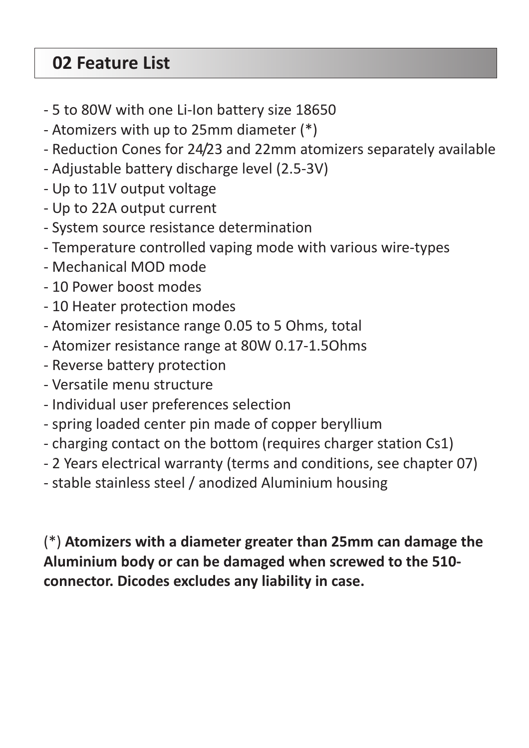## 02 Feature List

- 5 to 80W with one Li-Ion battery size 18650
- Atomizers with up to 25mm diameter (*)
- Reduction Cones for 24/23 and 22mm atomizers separately available
- Adjustable battery discharge level (2.5-3V)
- Up to 11V output voltage
- Up to 22A output current
- System source resistance determination
- Temperature controlled vaping mode with various wire-types
- Mechanical MOD mode
- 10 Power boost modes
- 10 Heater protection modes
- Atomizer resistance range 0.05 to 5 Ohms, total
- Atomizer resistance range at 80W 0.17-1.5Ohms
- Reverse battery protection
- Versatile menu structure
- Individual user preferences selection
- spring loaded center pin made of copper beryllium
- charging contact on the bottom (requires charger station Cs1)
- 2 Years electrical warranty (terms and conditions, see chapter 07)
- stable stainless steel / anodized Aluminium housing

(*) **Atomizers with a diameter greater than 25mm can damage the Aluminium body or can be damaged when screwed to the 510-connector. Dicodes excludes any liability in case.**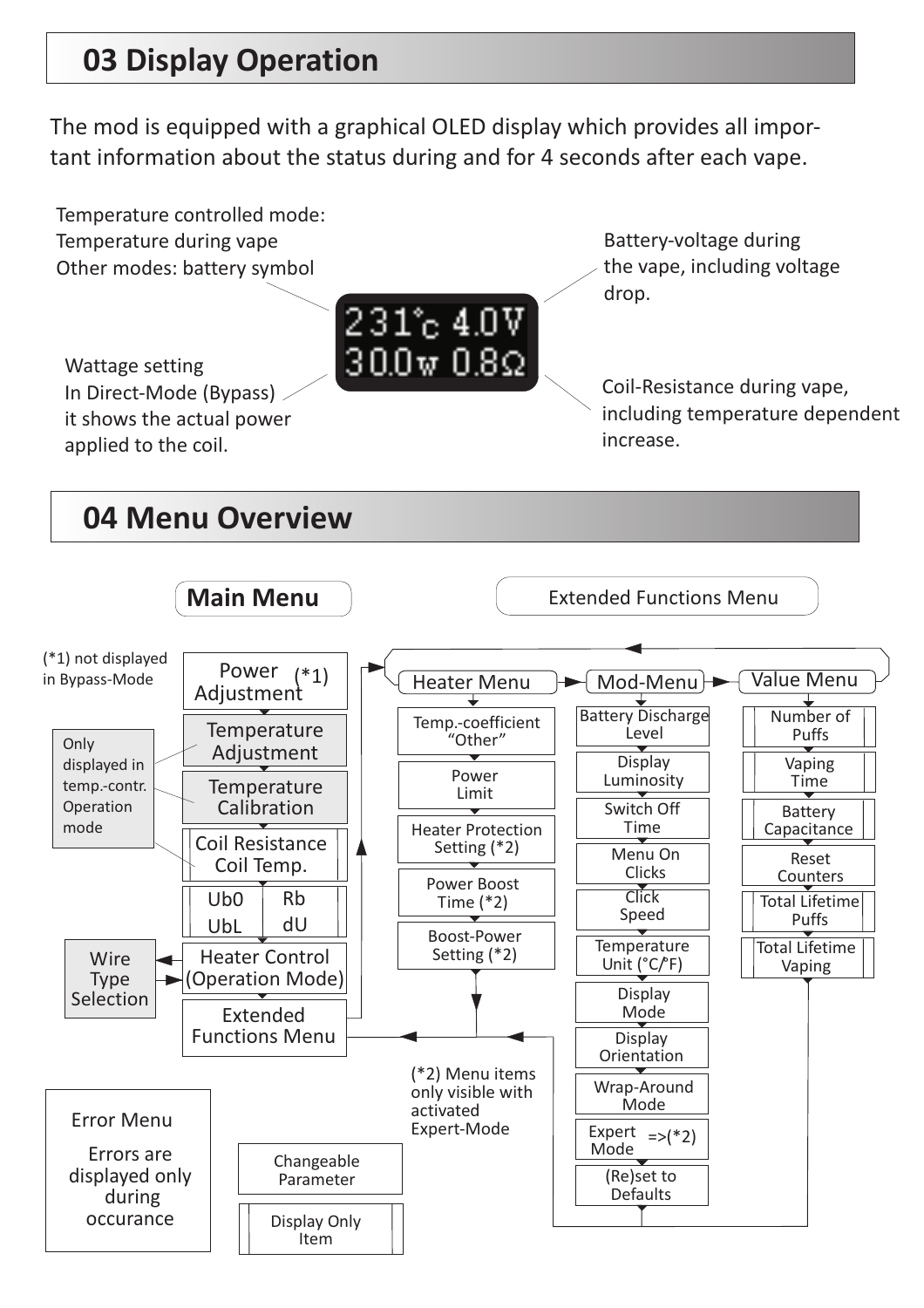## 03 Display Operation

The mod is equipped with a graphical OLED display which provides all important information about the status during and for 4 seconds after each vape.

Temperature controlled mode: Temperature during vape
Other modes: battery symbol

Battery-voltage during the vape, including voltage drop.

231°c 4.0V
30.0w 0.8Ω

Wattage setting
In Direct-Mode (Bypass) it shows the actual power applied to the coil.

Coil-Resistance during vape, including temperature dependent increase.

## 04 Menu Overview

**Main Menu**

(*1) not displayed in Bypass-Mode

- Power Adjustment (*1)
- Temperature Adjustment
- Temperature Calibration
- Coil Resistance / Coil Temp.
- Ub0 / Rb / UbL / dU
- Heater Control (Operation Mode) ← Wire Type Selection
- Extended Functions Menu

Only displayed in temp.-contr. Operation mode: Temperature Adjustment, Temperature Calibration, Coil Resistance / Coil Temp.

**Extended Functions Menu**

Heater Menu:
- Temp.-coefficient "Other"
- Power Limit
- Heater Protection Setting (*2)
- Power Boost Time (*2)
- Boost-Power Setting (*2)

Mod-Menu:
- Battery Discharge Level
- Display Luminosity
- Switch Off Time
- Menu On Clicks
- Click Speed
- Temperature Unit (°C/°F)
- Display Mode
- Display Orientation
- Wrap-Around Mode
- Expert Mode =>(*2)
- (Re)set to Defaults

Value Menu:
- Number of Puffs
- Vaping Time
- Battery Capacitance
- Reset Counters
- Total Lifetime Puffs
- Total Lifetime Vaping

(*2) Menu items only visible with activated Expert-Mode

Error Menu
Errors are displayed only during occurance

Legend: Changeable Parameter; Display Only Item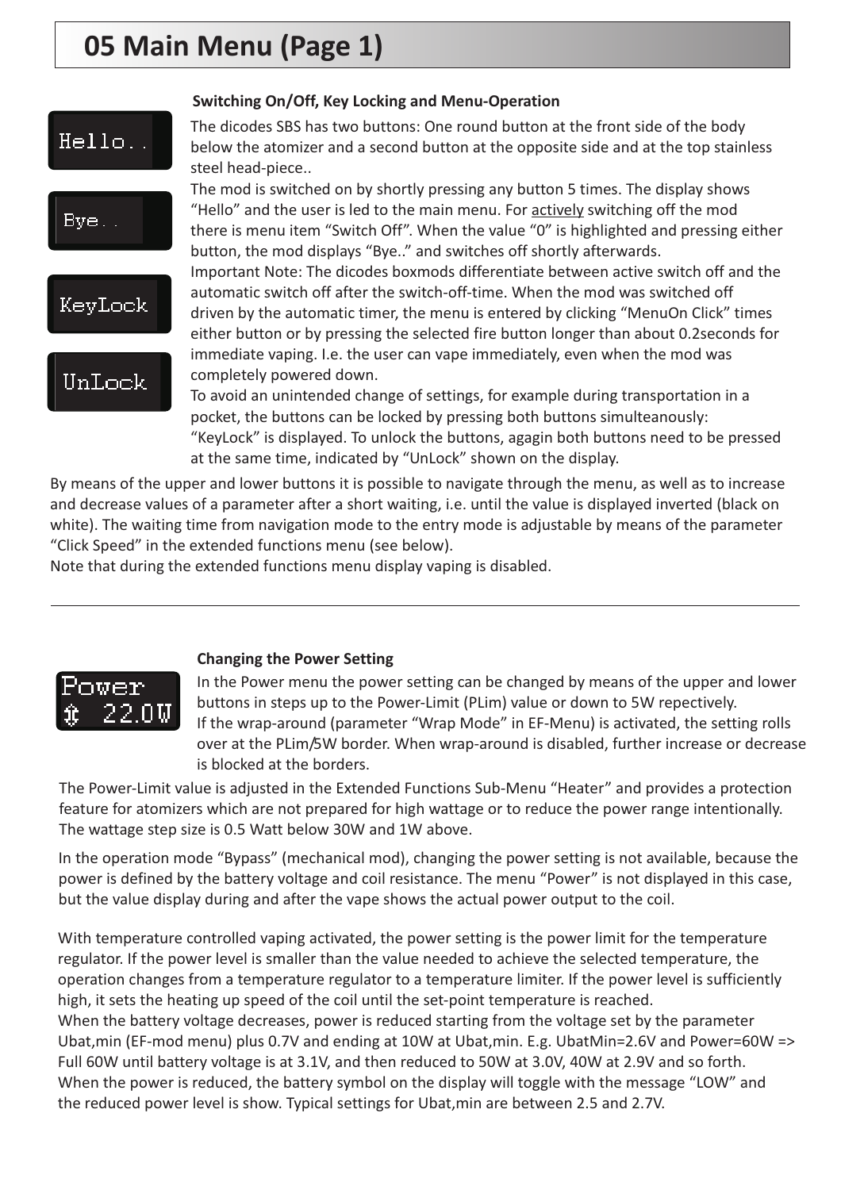# 05 Main Menu (Page 1)

### Switching On/Off, Key Locking and Menu-Operation

The dicodes SBS has two buttons: One round button at the front side of the body below the atomizer and a second button at the opposite side and at the top stainless steel head-piece..

The mod is switched on by shortly pressing any button 5 times. The display shows "Hello" and the user is led to the main menu. For actively switching off the mod there is menu item "Switch Off". When the value "0" is highlighted and pressing either button, the mod displays "Bye.." and switches off shortly afterwards.

Important Note: The dicodes boxmods differentiate between active switch off and the automatic switch off after the switch-off-time. When the mod was switched off driven by the automatic timer, the menu is entered by clicking "MenuOn Click" times either button or by pressing the selected fire button longer than about 0.2seconds for immediate vaping. I.e. the user can vape immediately, even when the mod was completely powered down.

To avoid an unintended change of settings, for example during transportation in a pocket, the buttons can be locked by pressing both buttons simulteanously: "KeyLock" is displayed. To unlock the buttons, agagin both buttons need to be pressed at the same time, indicated by "UnLock" shown on the display.

By means of the upper and lower buttons it is possible to navigate through the menu, as well as to increase and decrease values of a parameter after a short waiting, i.e. until the value is displayed inverted (black on white). The waiting time from navigation mode to the entry mode is adjustable by means of the parameter "Click Speed" in the extended functions menu (see below).

Note that during the extended functions menu display vaping is disabled.

---

### Changing the Power Setting

In the Power menu the power setting can be changed by means of the upper and lower buttons in steps up to the Power-Limit (PLim) value or down to 5W repectively.

If the wrap-around (parameter "Wrap Mode" in EF-Menu) is activated, the setting rolls over at the PLim/5W border. When wrap-around is disabled, further increase or decrease is blocked at the borders.

The Power-Limit value is adjusted in the Extended Functions Sub-Menu "Heater" and provides a protection feature for atomizers which are not prepared for high wattage or to reduce the power range intentionally. The wattage step size is 0.5 Watt below 30W and 1W above.

In the operation mode "Bypass" (mechanical mod), changing the power setting is not available, because the power is defined by the battery voltage and coil resistance. The menu "Power" is not displayed in this case, but the value display during and after the vape shows the actual power output to the coil.

With temperature controlled vaping activated, the power setting is the power limit for the temperature regulator. If the power level is smaller than the value needed to achieve the selected temperature, the operation changes from a temperature regulator to a temperature limiter. If the power level is sufficiently high, it sets the heating up speed of the coil until the set-point temperature is reached.

When the battery voltage decreases, power is reduced starting from the voltage set by the parameter Ubat,min (EF-mod menu) plus 0.7V and ending at 10W at Ubat,min. E.g. UbatMin=2.6V and Power=60W => Full 60W until battery voltage is at 3.1V, and then reduced to 50W at 3.0V, 40W at 2.9V and so forth. When the power is reduced, the battery symbol on the display will toggle with the message "LOW" and the reduced power level is show. Typical settings for Ubat,min are between 2.5 and 2.7V.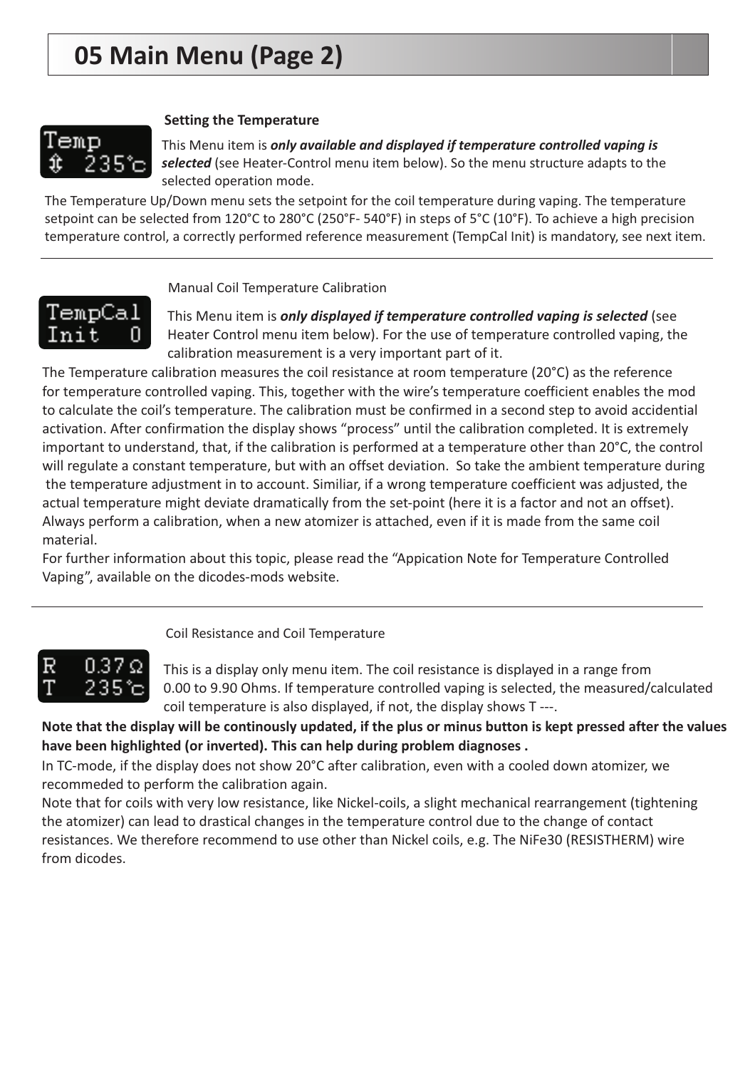# 05 Main Menu (Page 2)

**Setting the Temperature**

This Menu item is ***only available and displayed if temperature controlled vaping is selected*** (see Heater-Control menu item below). So the menu structure adapts to the selected operation mode.

The Temperature Up/Down menu sets the setpoint for the coil temperature during vaping. The temperature setpoint can be selected from 120°C to 280°C (250°F- 540°F) in steps of 5°C (10°F). To achieve a high precision temperature control, a correctly performed reference measurement (TempCal Init) is mandatory, see next item.

---

Manual Coil Temperature Calibration

This Menu item is ***only displayed if temperature controlled vaping is selected*** (see Heater Control menu item below). For the use of temperature controlled vaping, the calibration measurement is a very important part of it.

The Temperature calibration measures the coil resistance at room temperature (20°C) as the reference for temperature controlled vaping. This, together with the wire's temperature coefficient enables the mod to calculate the coil's temperature. The calibration must be confirmed in a second step to avoid accidential activation. After confirmation the display shows "process" until the calibration completed. It is extremely important to understand, that, if the calibration is performed at a temperature other than 20°C, the control will regulate a constant temperature, but with an offset deviation. So take the ambient temperature during the temperature adjustment in to account. Similiar, if a wrong temperature coefficient was adjusted, the actual temperature might deviate dramatically from the set-point (here it is a factor and not an offset). Always perform a calibration, when a new atomizer is attached, even if it is made from the same coil material.

For further information about this topic, please read the "Appication Note for Temperature Controlled Vaping", available on the dicodes-mods website.

---

Coil Resistance and Coil Temperature

This is a display only menu item. The coil resistance is displayed in a range from 0.00 to 9.90 Ohms. If temperature controlled vaping is selected, the measured/calculated coil temperature is also displayed, if not, the display shows T ---.

**Note that the display will be continously updated, if the plus or minus button is kept pressed after the values have been highlighted (or inverted). This can help during problem diagnoses .**

In TC-mode, if the display does not show 20°C after calibration, even with a cooled down atomizer, we recommeded to perform the calibration again.

Note that for coils with very low resistance, like Nickel-coils, a slight mechanical rearrangement (tightening the atomizer) can lead to drastical changes in the temperature control due to the change of contact resistances. We therefore recommend to use other than Nickel coils, e.g. The NiFe30 (RESISTHERM) wire from dicodes.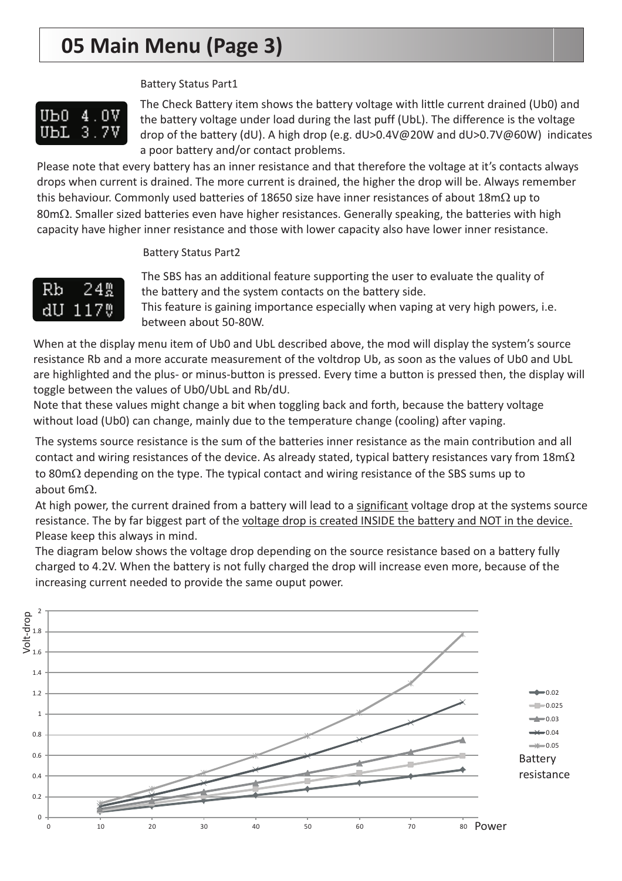# 05 Main Menu (Page 3)

Battery Status Part1

Ub0 4.0V
UbL 3.7V

The Check Battery item shows the battery voltage with little current drained (Ub0) and the battery voltage under load during the last puff (UbL). The difference is the voltage drop of the battery (dU). A high drop (e.g. dU>0.4V@20W and dU>0.7V@60W) indicates a poor battery and/or contact problems.

Please note that every battery has an inner resistance and that therefore the voltage at it's contacts always drops when current is drained. The more current is drained, the higher the drop will be. Always remember this behaviour. Commonly used batteries of 18650 size have inner resistances of about 18mΩ up to 80mΩ. Smaller sized batteries even have higher resistances. Generally speaking, the batteries with high capacity have higher inner resistance and those with lower capacity also have lower inner resistance.

Battery Status Part2

Rb 24mΩ
dU 117mV

The SBS has an additional feature supporting the user to evaluate the quality of the battery and the system contacts on the battery side.
This feature is gaining importance especially when vaping at very high powers, i.e. between about 50-80W.

When at the display menu item of Ub0 and UbL described above, the mod will display the system's source resistance Rb and a more accurate measurement of the voltdrop Ub, as soon as the values of Ub0 and UbL are highlighted and the plus- or minus-button is pressed. Every time a button is pressed then, the display will toggle between the values of Ub0/UbL and Rb/dU.
Note that these values might change a bit when toggling back and forth, because the battery voltage without load (Ub0) can change, mainly due to the temperature change (cooling) after vaping.

The systems source resistance is the sum of the batteries inner resistance as the main contribution and all contact and wiring resistances of the device. As already stated, typical battery resistances vary from 18mΩ to 80mΩ depending on the type. The typical contact and wiring resistance of the SBS sums up to about 6mΩ.
At high power, the current drained from a battery will lead to a significant voltage drop at the systems source resistance. The by far biggest part of the voltage drop is created INSIDE the battery and NOT in the device. Please keep this always in mind.
The diagram below shows the voltage drop depending on the source resistance based on a battery fully charged to 4.2V. When the battery is not fully charged the drop will increase even more, because of the increasing current needed to provide the same ouput power.

Volt-drop (y-axis: 0–2) vs. Power (x-axis: 0–80)

Battery resistance: 0.02, 0.025, 0.03, 0.04, 0.05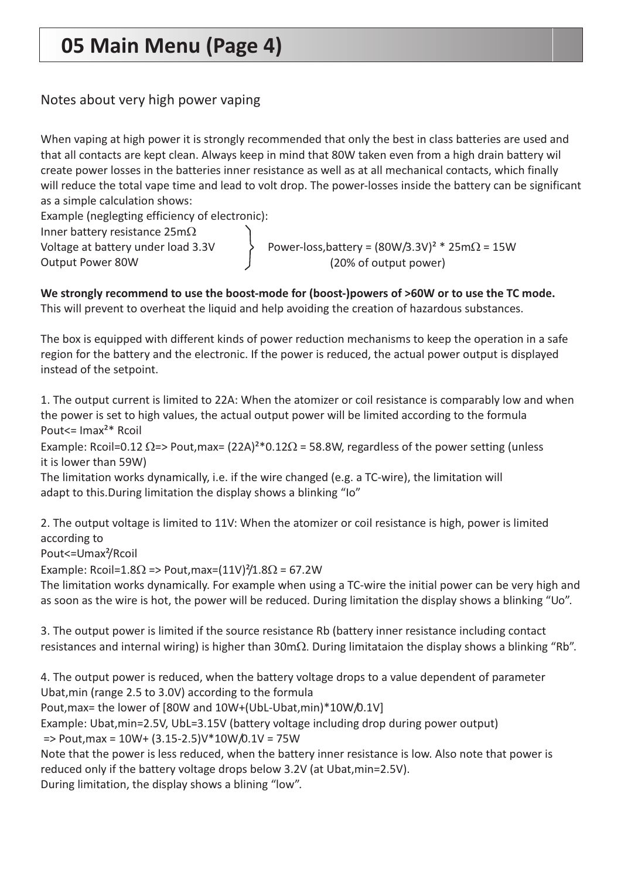# 05 Main Menu (Page 4)

Notes about very high power vaping

When vaping at high power it is strongly recommended that only the best in class batteries are used and that all contacts are kept clean. Always keep in mind that 80W taken even from a high drain battery wil create power losses in the batteries inner resistance as well as at all mechanical contacts, which finally will reduce the total vape time and lead to volt drop. The power-losses inside the battery can be significant as a simple calculation shows:

Example (neglegting efficiency of electronic):

Inner battery resistance 25mΩ
Voltage at battery under load 3.3V
Output Power 80W

Power-loss,battery = $(80W/3.3V)^2 * 25m\Omega = 15W$
(20% of output power)

**We strongly recommend to use the boost-mode for (boost-)powers of >60W or to use the TC mode.**
This will prevent to overheat the liquid and help avoiding the creation of hazardous substances.

The box is equipped with different kinds of power reduction mechanisms to keep the operation in a safe region for the battery and the electronic. If the power is reduced, the actual power output is displayed instead of the setpoint.

1. The output current is limited to 22A: When the atomizer or coil resistance is comparably low and when the power is set to high values, the actual output power will be limited according to the formula
$P_{out} <= I_{max}^2 * R_{coil}$
Example: $R_{coil}=0.12\ \Omega => P_{out,max} = (22A)^2 * 0.12\Omega = 58.8W$, regardless of the power setting (unless it is lower than 59W)
The limitation works dynamically, i.e. if the wire changed (e.g. a TC-wire), the limitation will adapt to this.During limitation the display shows a blinking "Io"

2. The output voltage is limited to 11V: When the atomizer or coil resistance is high, power is limited according to
$P_{out} <= U_{max}^2 / R_{coil}$
Example: $R_{coil}=1.8\Omega => P_{out,max} = (11V)^2/1.8\Omega = 67.2W$
The limitation works dynamically. For example when using a TC-wire the initial power can be very high and as soon as the wire is hot, the power will be reduced. During limitation the display shows a blinking "Uo".

3. The output power is limited if the source resistance Rb (battery inner resistance including contact resistances and internal wiring) is higher than 30mΩ. During limitataion the display shows a blinking "Rb".

4. The output power is reduced, when the battery voltage drops to a value dependent of parameter $U_{bat,min}$ (range 2.5 to 3.0V) according to the formula
$P_{out,max}$= the lower of [80W and $10W+(U_{bL}-U_{bat,min})*10W/0.1V$]
Example: $U_{bat,min}=2.5V$, $U_{bL}=3.15V$ (battery voltage including drop during power output)
$=> P_{out,max} = 10W + (3.15-2.5)V*10W/0.1V = 75W$
Note that the power is less reduced, when the battery inner resistance is low. Also note that power is reduced only if the battery voltage drops below 3.2V (at $U_{bat,min}=2.5V$).
During limitation, the display shows a blining "low".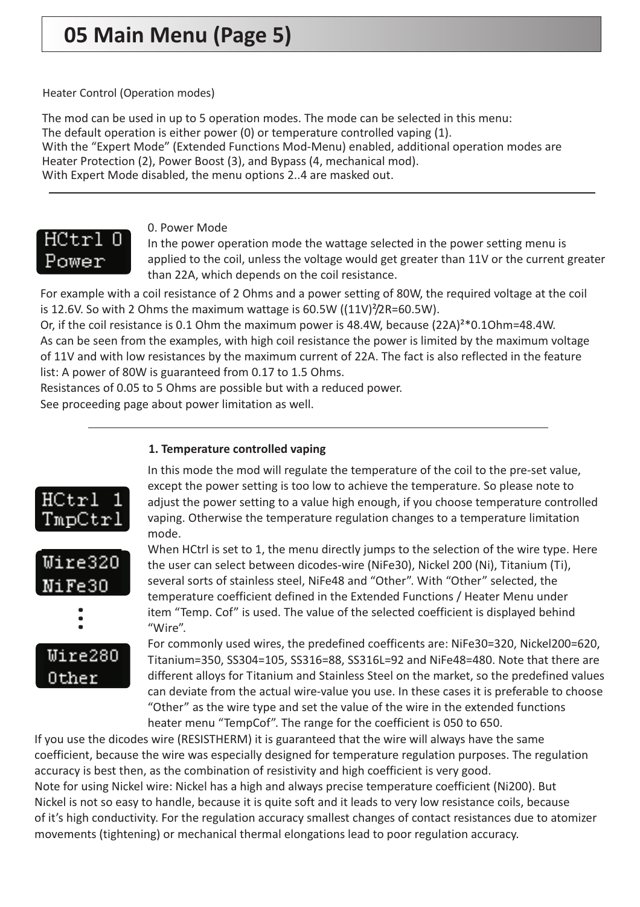# 05 Main Menu (Page 5)

Heater Control (Operation modes)

The mod can be used in up to 5 operation modes. The mode can be selected in this menu:
The default operation is either power (0) or temperature controlled vaping (1).
With the "Expert Mode" (Extended Functions Mod-Menu) enabled, additional operation modes are Heater Protection (2), Power Boost (3), and Bypass (4, mechanical mod).
With Expert Mode disabled, the menu options 2..4 are masked out.

---

HCtrl 0
Power

0. Power Mode
In the power operation mode the wattage selected in the power setting menu is applied to the coil, unless the voltage would get greater than 11V or the current greater than 22A, which depends on the coil resistance.

For example with a coil resistance of 2 Ohms and a power setting of 80W, the required voltage at the coil is 12.6V. So with 2 Ohms the maximum wattage is 60.5W ($(11V)^2/2R=60.5W$).
Or, if the coil resistance is 0.1 Ohm the maximum power is 48.4W, because $(22A)^2 \cdot 0.1Ohm=48.4W$.
As can be seen from the examples, with high coil resistance the power is limited by the maximum voltage of 11V and with low resistances by the maximum current of 22A. The fact is also reflected in the feature list: A power of 80W is guaranteed from 0.17 to 1.5 Ohms.
Resistances of 0.05 to 5 Ohms are possible but with a reduced power.
See proceeding page about power limitation as well.

---

**1. Temperature controlled vaping**

HCtrl 1
TmpCtrl

Wire320
NiFe30

Wire280
Other

In this mode the mod will regulate the temperature of the coil to the pre-set value, except the power setting is too low to achieve the temperature. So please note to adjust the power setting to a value high enough, if you choose temperature controlled vaping. Otherwise the temperature regulation changes to a temperature limitation mode.
When HCtrl is set to 1, the menu directly jumps to the selection of the wire type. Here the user can select between dicodes-wire (NiFe30), Nickel 200 (Ni), Titanium (Ti), several sorts of stainless steel, NiFe48 and "Other". With "Other" selected, the temperature coefficient defined in the Extended Functions / Heater Menu under item "Temp. Cof" is used. The value of the selected coefficient is displayed behind "Wire".
For commonly used wires, the predefined coefficents are: NiFe30=320, Nickel200=620, Titanium=350, SS304=105, SS316=88, SS316L=92 and NiFe48=480. Note that there are different alloys for Titanium and Stainless Steel on the market, so the predefined values can deviate from the actual wire-value you use. In these cases it is preferable to choose "Other" as the wire type and set the value of the wire in the extended functions heater menu "TempCof". The range for the coefficient is 050 to 650.
If you use the dicodes wire (RESISTHERM) it is guaranteed that the wire will always have the same coefficient, because the wire was especially designed for temperature regulation purposes. The regulation accuracy is best then, as the combination of resistivity and high coefficient is very good.
Note for using Nickel wire: Nickel has a high and always precise temperature coefficient (Ni200). But Nickel is not so easy to handle, because it is quite soft and it leads to very low resistance coils, because of it's high conductivity. For the regulation accuracy smallest changes of contact resistances due to atomizer movements (tightening) or mechanical thermal elongations lead to poor regulation accuracy.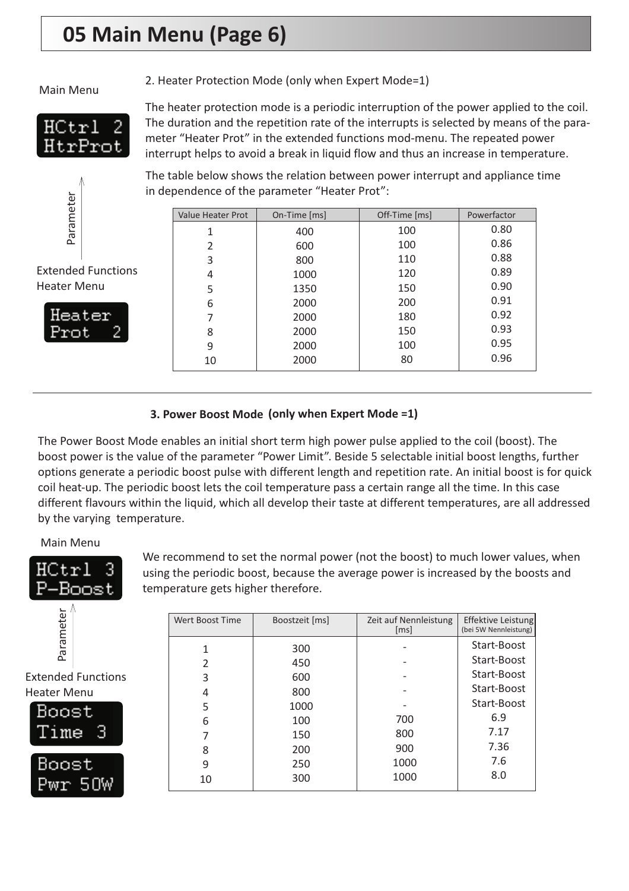# 05 Main Menu (Page 6)

Main Menu

HCtrl 2
HtrProt

Parameter

Extended Functions
Heater Menu

Heater
Prot 2

2. Heater Protection Mode (only when Expert Mode=1)

The heater protection mode is a periodic interruption of the power applied to the coil. The duration and the repetition rate of the interrupts is selected by means of the parameter “Heater Prot” in the extended functions mod-menu. The repeated power interrupt helps to avoid a break in liquid flow and thus an increase in temperature.

The table below shows the relation between power interrupt and appliance time in dependence of the parameter “Heater Prot”:

| Value Heater Prot | On-Time [ms] | Off-Time [ms] | Powerfactor |
|---|---|---|---|
| 1 | 400 | 100 | 0.80 |
| 2 | 600 | 100 | 0.86 |
| 3 | 800 | 110 | 0.88 |
| 4 | 1000 | 120 | 0.89 |
| 5 | 1350 | 150 | 0.90 |
| 6 | 2000 | 200 | 0.91 |
| 7 | 2000 | 180 | 0.92 |
| 8 | 2000 | 150 | 0.93 |
| 9 | 2000 | 100 | 0.95 |
| 10 | 2000 | 80 | 0.96 |

---

**3. Power Boost Mode (only when Expert Mode =1)**

The Power Boost Mode enables an initial short term high power pulse applied to the coil (boost). The boost power is the value of the parameter “Power Limit”. Beside 5 selectable initial boost lengths, further options generate a periodic boost pulse with different length and repetition rate. An initial boost is for quick coil heat-up. The periodic boost lets the coil temperature pass a certain range all the time. In this case different flavours within the liquid, which all develop their taste at different temperatures, are all addressed by the varying temperature.

Main Menu

HCtrl 3
P-Boost

Parameter

Extended Functions
Heater Menu

Boost
Time 3

Boost
Pwr 50W

We recommend to set the normal power (not the boost) to much lower values, when using the periodic boost, because the average power is increased by the boosts and temperature gets higher therefore.

| Wert Boost Time | Boostzeit [ms] | Zeit auf Nennleistung [ms] | Effektive Leistung (bei 5W Nennleistung) |
|---|---|---|---|
| 1 | 300 | - | Start-Boost |
| 2 | 450 | - | Start-Boost |
| 3 | 600 | - | Start-Boost |
| 4 | 800 | - | Start-Boost |
| 5 | 1000 | - | Start-Boost |
| 6 | 100 | 700 | 6.9 |
| 7 | 150 | 800 | 7.17 |
| 8 | 200 | 900 | 7.36 |
| 9 | 250 | 1000 | 7.6 |
| 10 | 300 | 1000 | 8.0 |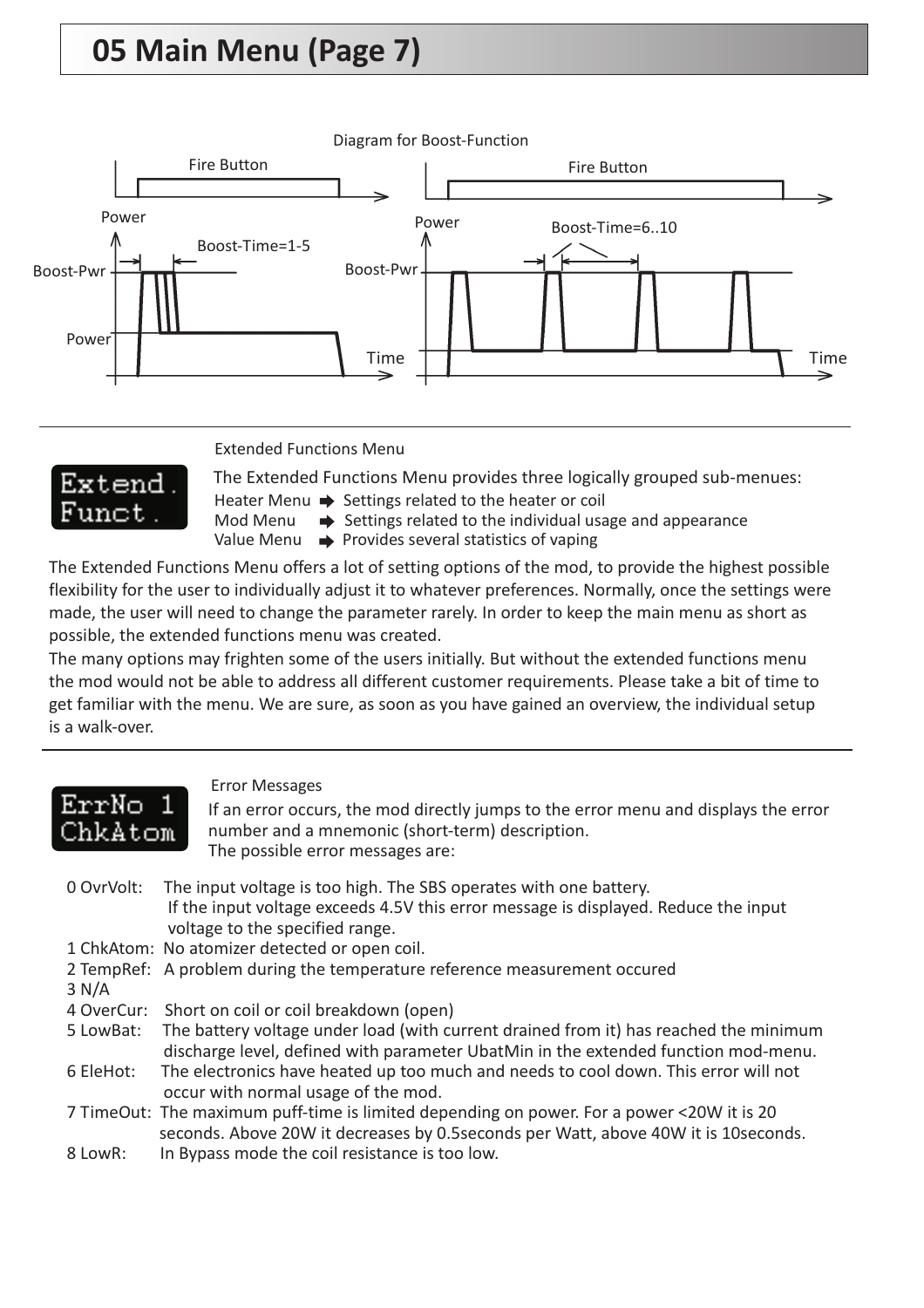# 05 Main Menu (Page 7)

Diagram for Boost-Function

Fire Button — Power — Boost-Pwr — Boost-Time=1-5 — Power — Time

Fire Button — Power — Boost-Pwr — Boost-Time=6..10 — Time

Extended Functions Menu

Extend.
Funct.

The Extended Functions Menu provides three logically grouped sub-menues:

- Heater Menu ➡ Settings related to the heater or coil
- Mod Menu ➡ Settings related to the individual usage and appearance
- Value Menu ➡ Provides several statistics of vaping

The Extended Functions Menu offers a lot of setting options of the mod, to provide the highest possible flexibility for the user to individually adjust it to whatever preferences. Normally, once the settings were made, the user will need to change the parameter rarely. In order to keep the main menu as short as possible, the extended functions menu was created.

The many options may frighten some of the users initially. But without the extended functions menu the mod would not be able to address all different customer requirements. Please take a bit of time to get familiar with the menu. We are sure, as soon as you have gained an overview, the individual setup is a walk-over.

Error Messages

ErrNo 1
ChkAtom

If an error occurs, the mod directly jumps to the error menu and displays the error number and a mnemonic (short-term) description.
The possible error messages are:

- 0 OvrVolt: The input voltage is too high. The SBS operates with one battery. If the input voltage exceeds 4.5V this error message is displayed. Reduce the input voltage to the specified range.
- 1 ChkAtom: No atomizer detected or open coil.
- 2 TempRef: A problem during the temperature reference measurement occured
- 3 N/A
- 4 OverCur: Short on coil or coil breakdown (open)
- 5 LowBat: The battery voltage under load (with current drained from it) has reached the minimum discharge level, defined with parameter UbatMin in the extended function mod-menu.
- 6 EleHot: The electronics have heated up too much and needs to cool down. This error will not occur with normal usage of the mod.
- 7 TimeOut: The maximum puff-time is limited depending on power. For a power <20W it is 20 seconds. Above 20W it decreases by 0.5seconds per Watt, above 40W it is 10seconds.
- 8 LowR: In Bypass mode the coil resistance is too low.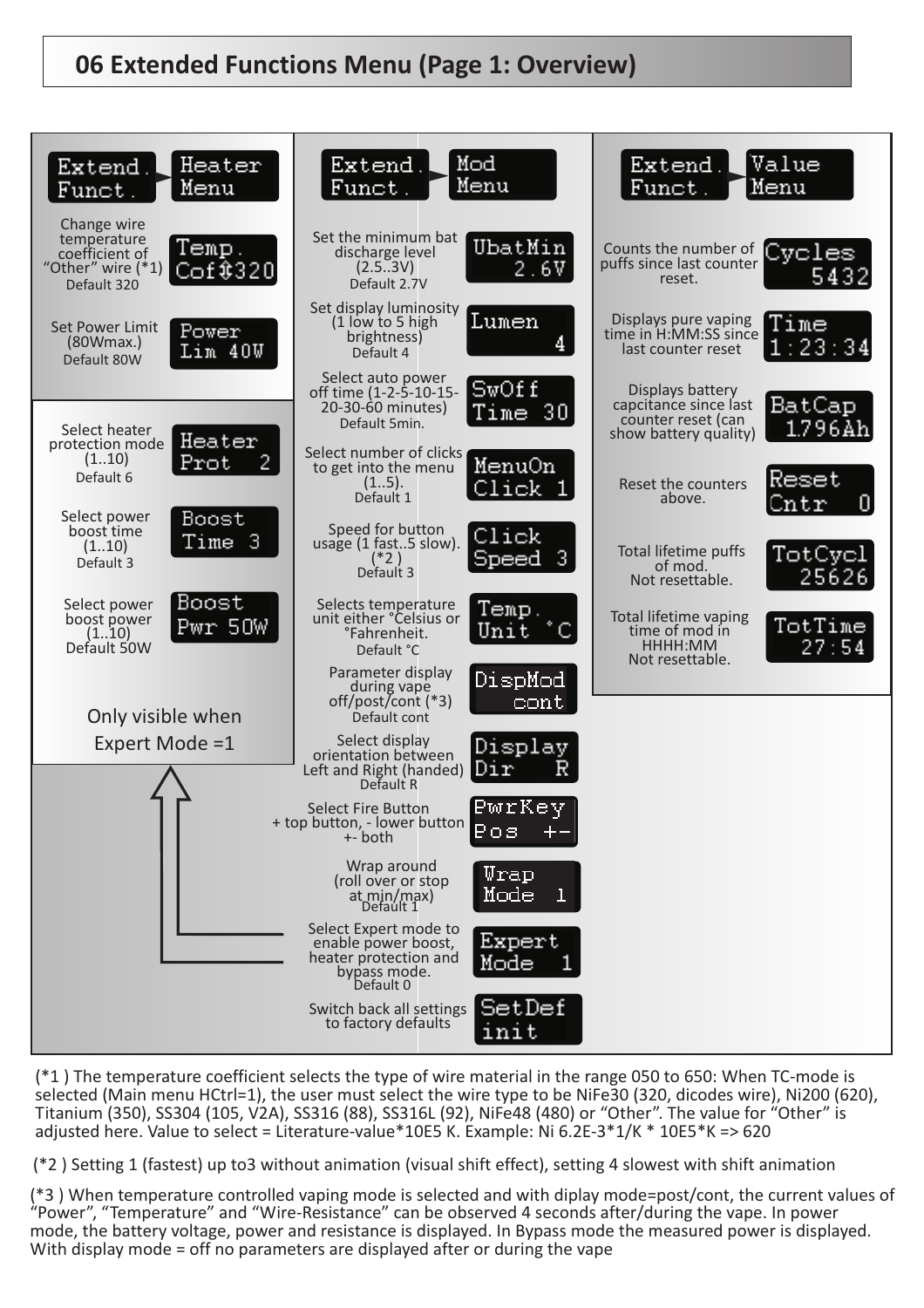# 06 Extended Functions Menu (Page 1: Overview)

**Extend. Funct. → Heater Menu**

| Description | Display |
|---|---|
| Change wire temperature coefficient of "Other" wire (*1) Default 320 | Temp. Cof⇕320 |
| Set Power Limit (80Wmax.) Default 80W | Power Lim 40W |
| Select heater protection mode (1..10) Default 6 | Heater Prot 2 |
| Select power boost time (1..10) Default 3 | Boost Time 3 |
| Select power boost power (1..10) Default 50W | Boost Pwr 50W |

Only visible when Expert Mode =1

**Extend. Funct. → Mod Menu**

| Description | Display |
|---|---|
| Set the minimum bat discharge level (2.5..3V) Default 2.7V | UbatMin 2.6V |
| Set display luminosity (1 low to 5 high brightness) Default 4 | Lumen 4 |
| Select auto power off time (1-2-5-10-15-20-30-60 minutes) Default 5min. | SwOff Time 30 |
| Select number of clicks to get into the menu (1..5). Default 1 | MenuOn Click 1 |
| Speed for button usage (1 fast..5 slow). (*2) Default 3 | Click Speed 3 |
| Selects temperature unit either °Celsius or °Fahrenheit. Default °C | Temp. Unit °C |
| Parameter display during vape off/post/cont (*3) Default cont | DispMod cont |
| Select display orientation between Left and Right (handed) Default R | Display Dir R |
| Select Fire Button + top button, - lower button +- both | PwrKey Pos +- |
| Wrap around (roll over or stop at min/max) Default 1 | Wrap Mode 1 |
| Select Expert mode to enable power boost, heater protection and bypass mode. Default 0 | Expert Mode 1 |
| Switch back all settings to factory defaults | SetDef init |

**Extend. Funct. → Value Menu**

| Description | Display |
|---|---|
| Counts the number of puffs since last counter reset. | Cycles 5432 |
| Displays pure vaping time in H:MM:SS since last counter reset | Time 1:23:34 |
| Displays battery capcitance since last counter reset (can show battery quality) | BatCap 1796Ah |
| Reset the counters above. | Reset Cntr 0 |
| Total lifetime puffs of mod. Not resettable. | TotCycl 25626 |
| Total lifetime vaping time of mod in HHHH:MM Not resettable. | TotTime 27:54 |

(*1 ) The temperature coefficient selects the type of wire material in the range 050 to 650: When TC-mode is selected (Main menu HCtrl=1), the user must select the wire type to be NiFe30 (320, dicodes wire), Ni200 (620), Titanium (350), SS304 (105, V2A), SS316 (88), SS316L (92), NiFe48 (480) or "Other". The value for "Other" is adjusted here. Value to select = Literature-value*10E5 K. Example: Ni 6.2E-3*1/K * 10E5*K => 620

(*2 ) Setting 1 (fastest) up to3 without animation (visual shift effect), setting 4 slowest with shift animation

(*3 ) When temperature controlled vaping mode is selected and with diplay mode=post/cont, the current values of "Power", "Temperature" and "Wire-Resistance" can be observed 4 seconds after/during the vape. In power mode, the battery voltage, power and resistance is displayed. In Bypass mode the measured power is displayed. With display mode = off no parameters are displayed after or during the vape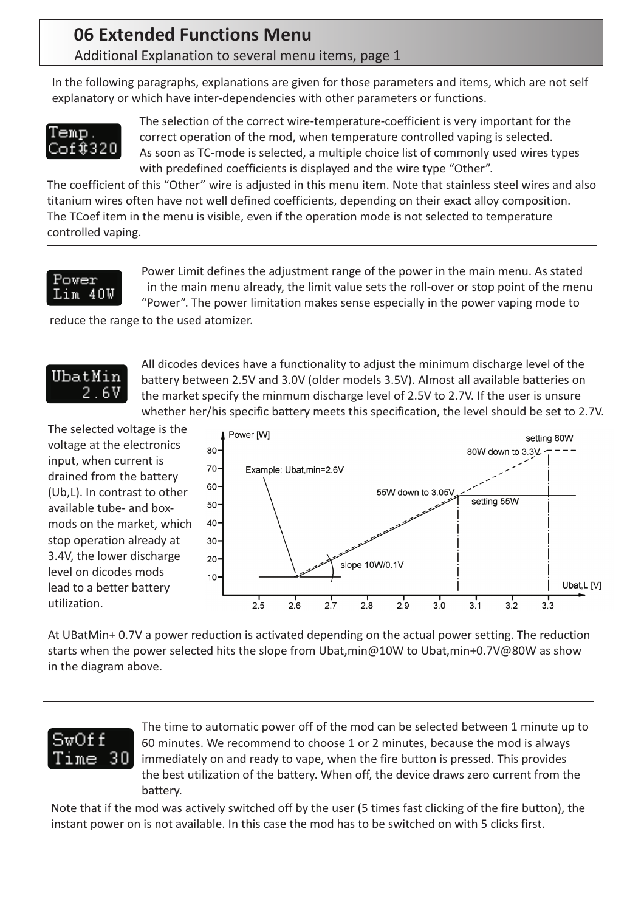# 06 Extended Functions Menu

Additional Explanation to several menu items, page 1

In the following paragraphs, explanations are given for those parameters and items, which are not self explanatory or which have inter-dependencies with other parameters or functions.

The selection of the correct wire-temperature-coefficient is very important for the correct operation of the mod, when temperature controlled vaping is selected. As soon as TC-mode is selected, a multiple choice list of commonly used wires types with predefined coefficients is displayed and the wire type "Other". The coefficient of this "Other" wire is adjusted in this menu item. Note that stainless steel wires and also titanium wires often have not well defined coefficients, depending on their exact alloy composition. The TCoef item in the menu is visible, even if the operation mode is not selected to temperature controlled vaping.

---

Power Limit defines the adjustment range of the power in the main menu. As stated in the main menu already, the limit value sets the roll-over or stop point of the menu "Power". The power limitation makes sense especially in the power vaping mode to reduce the range to the used atomizer.

---

All dicodes devices have a functionality to adjust the minimum discharge level of the battery between 2.5V and 3.0V (older models 3.5V). Almost all available batteries on the market specify the minmum discharge level of 2.5V to 2.7V. If the user is unsure whether her/his specific battery meets this specification, the level should be set to 2.7V.

The selected voltage is the voltage at the electronics input, when current is drained from the battery (Ub,L). In contrast to other available tube- and box-mods on the market, which stop operation already at 3.4V, the lower discharge level on dicodes mods lead to a better battery utilization.

At UBatMin+ 0.7V a power reduction is activated depending on the actual power setting. The reduction starts when the power selected hits the slope from Ubat,min@10W to Ubat,min+0.7V@80W as show in the diagram above.

---

The time to automatic power off of the mod can be selected between 1 minute up to 60 minutes. We recommend to choose 1 or 2 minutes, because the mod is always immediately on and ready to vape, when the fire button is pressed. This provides the best utilization of the battery. When off, the device draws zero current from the battery.

Note that if the mod was actively switched off by the user (5 times fast clicking of the fire button), the instant power on is not available. In this case the mod has to be switched on with 5 clicks first.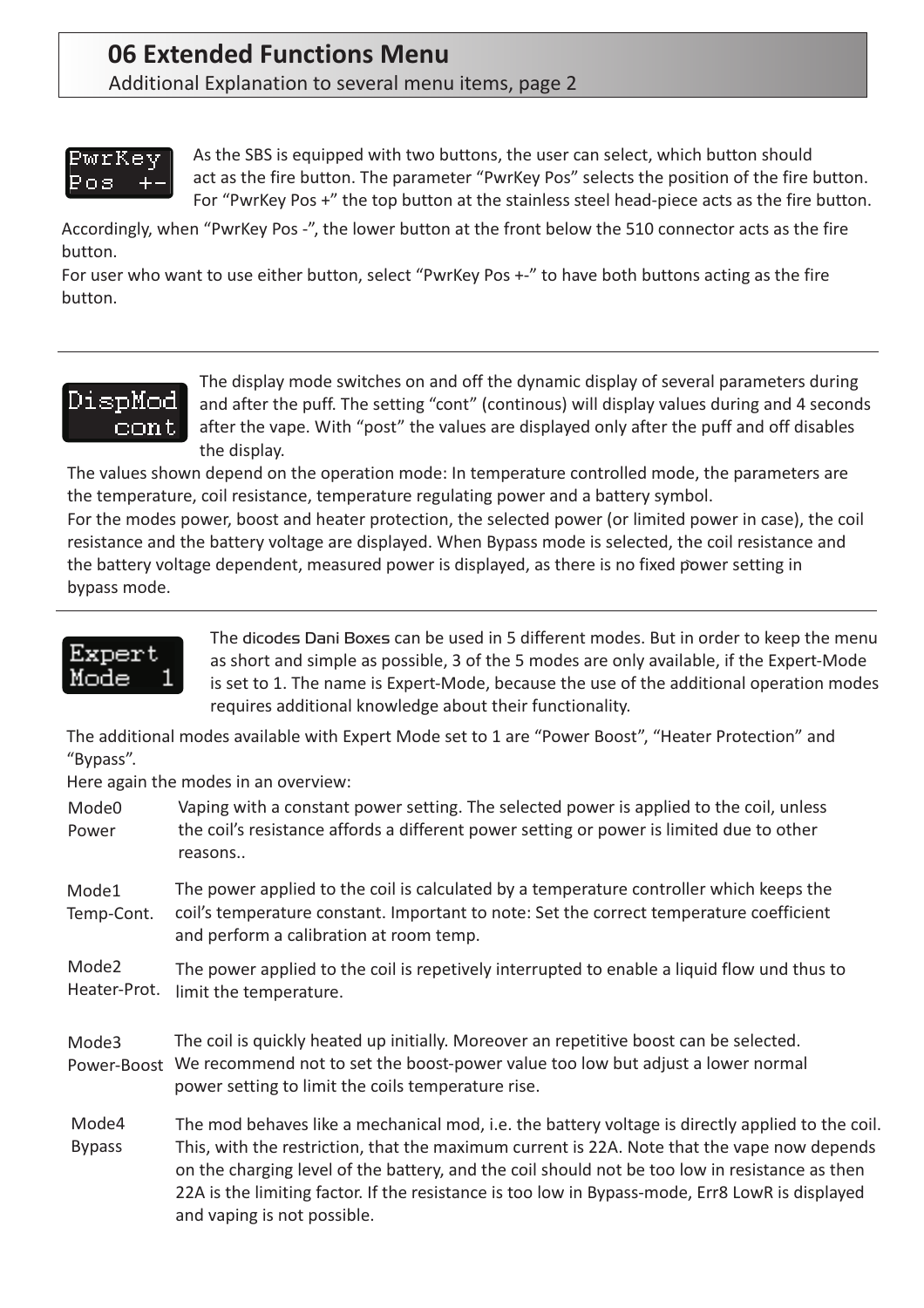# 06 Extended Functions Menu

Additional Explanation to several menu items, page 2

PwrKey Pos +-

As the SBS is equipped with two buttons, the user can select, which button should act as the fire button. The parameter "PwrKey Pos" selects the position of the fire button. For "PwrKey Pos +" the top button at the stainless steel head-piece acts as the fire button.

Accordingly, when "PwrKey Pos -", the lower button at the front below the 510 connector acts as the fire button.

For user who want to use either button, select "PwrKey Pos +-" to have both buttons acting as the fire button.

---

DispMod cont

The display mode switches on and off the dynamic display of several parameters during and after the puff. The setting "cont" (continous) will display values during and 4 seconds after the vape. With "post" the values are displayed only after the puff and off disables the display.

The values shown depend on the operation mode: In temperature controlled mode, the parameters are the temperature, coil resistance, temperature regulating power and a battery symbol.

For the modes power, boost and heater protection, the selected power (or limited power in case), the coil resistance and the battery voltage are displayed. When Bypass mode is selected, the coil resistance and the battery voltage dependent, measured power is displayed, as there is no fixed power setting in bypass mode.

---

Expert Mode 1

The dicodes Dani Boxes can be used in 5 different modes. But in order to keep the menu as short and simple as possible, 3 of the 5 modes are only available, if the Expert-Mode is set to 1. The name is Expert-Mode, because the use of the additional operation modes requires additional knowledge about their functionality.

The additional modes available with Expert Mode set to 1 are "Power Boost", "Heater Protection" and "Bypass".

Here again the modes in an overview:

| Mode | Description |
|---|---|
| Mode0 Power | Vaping with a constant power setting. The selected power is applied to the coil, unless the coil's resistance affords a different power setting or power is limited due to other reasons.. |
| Mode1 Temp-Cont. | The power applied to the coil is calculated by a temperature controller which keeps the coil's temperature constant. Important to note: Set the correct temperature coefficient and perform a calibration at room temp. |
| Mode2 Heater-Prot. | The power applied to the coil is repetively interrupted to enable a liquid flow und thus to limit the temperature. |
| Mode3 Power-Boost | The coil is quickly heated up initially. Moreover an repetitive boost can be selected. We recommend not to set the boost-power value too low but adjust a lower normal power setting to limit the coils temperature rise. |
| Mode4 Bypass | The mod behaves like a mechanical mod, i.e. the battery voltage is directly applied to the coil. This, with the restriction, that the maximum current is 22A. Note that the vape now depends on the charging level of the battery, and the coil should not be too low in resistance as then 22A is the limiting factor. If the resistance is too low in Bypass-mode, Err8 LowR is displayed and vaping is not possible. |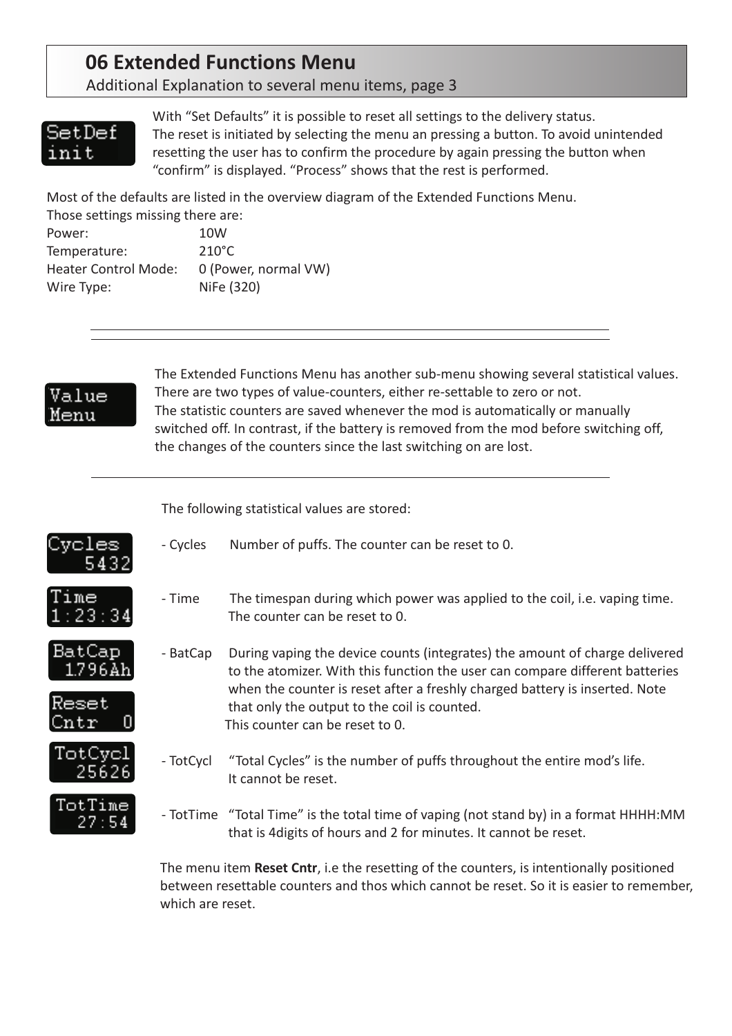# 06 Extended Functions Menu

Additional Explanation to several menu items, page 3

SetDef
init

With “Set Defaults” it is possible to reset all settings to the delivery status.
The reset is initiated by selecting the menu an pressing a button. To avoid unintended resetting the user has to confirm the procedure by again pressing the button when “confirm” is displayed. “Process” shows that the rest is performed.

Most of the defaults are listed in the overview diagram of the Extended Functions Menu.
Those settings missing there are:

| | |
|---|---|
| Power: | 10W |
| Temperature: | 210°C |
| Heater Control Mode: | 0 (Power, normal VW) |
| Wire Type: | NiFe (320) |

---

Value
Menu

The Extended Functions Menu has another sub-menu showing several statistical values.
There are two types of value-counters, either re-settable to zero or not.
The statistic counters are saved whenever the mod is automatically or manually switched off. In contrast, if the battery is removed from the mod before switching off, the changes of the counters since the last switching on are lost.

---

The following statistical values are stored:

Cycles
5432

- Cycles Number of puffs. The counter can be reset to 0.

Time
1:23:34

- Time The timespan during which power was applied to the coil, i.e. vaping time. The counter can be reset to 0.

BatCap
1.796Ah

Reset
Cntr 0

- BatCap During vaping the device counts (integrates) the amount of charge delivered to the atomizer. With this function the user can compare different batteries when the counter is reset after a freshly charged battery is inserted. Note that only the output to the coil is counted.
This counter can be reset to 0.

TotCycl
25626

- TotCycl “Total Cycles” is the number of puffs throughout the entire mod’s life. It cannot be reset.

TotTime
27:54

- TotTime “Total Time” is the total time of vaping (not stand by) in a format HHHH:MM that is 4digits of hours and 2 for minutes. It cannot be reset.

The menu item **Reset Cntr**, i.e the resetting of the counters, is intentionally positioned between resettable counters and thos which cannot be reset. So it is easier to remember, which are reset.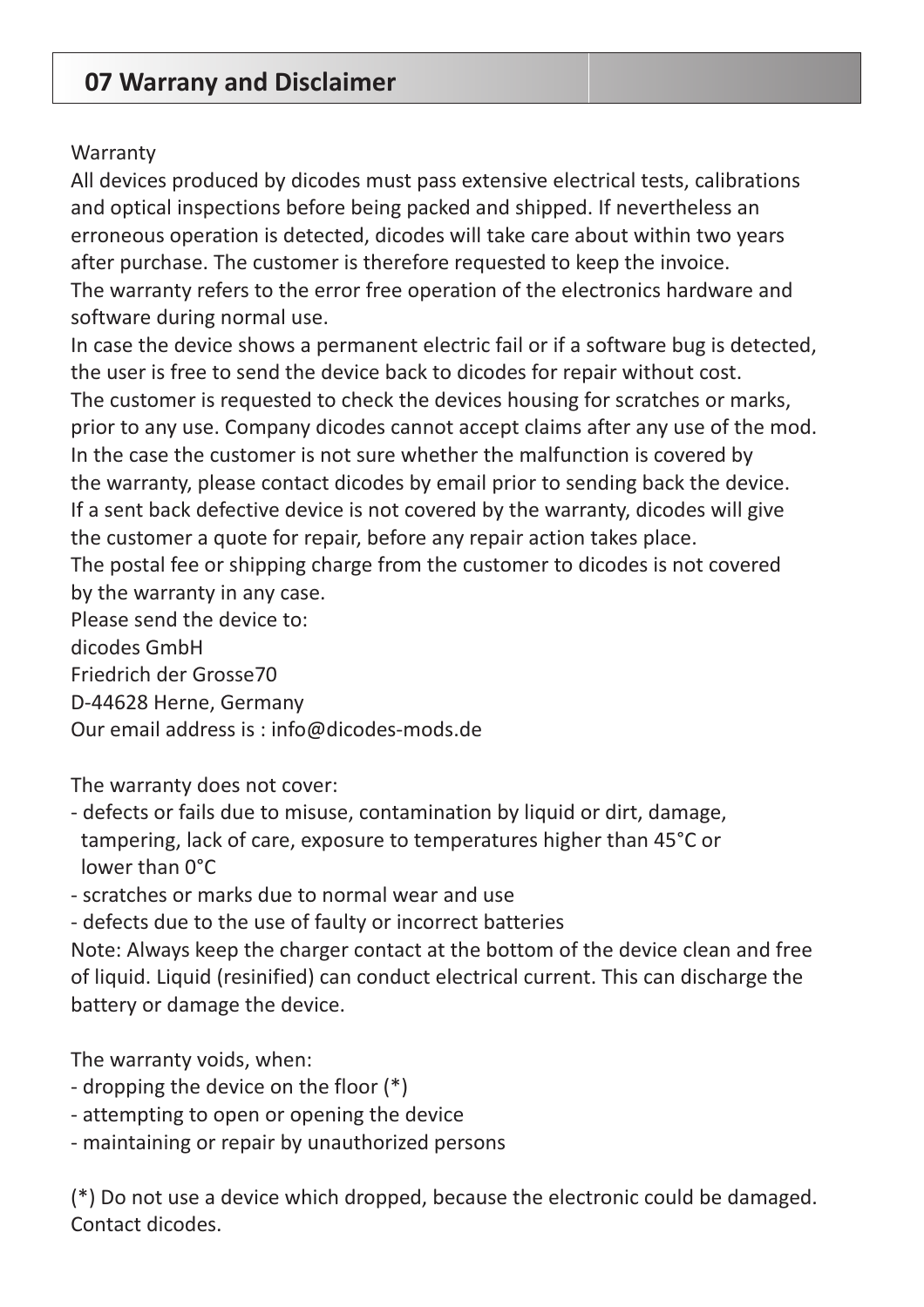## 07 Warranty and Disclaimer

Warranty

All devices produced by dicodes must pass extensive electrical tests, calibrations and optical inspections before being packed and shipped. If nevertheless an erroneous operation is detected, dicodes will take care about within two years after purchase. The customer is therefore requested to keep the invoice.
The warranty refers to the error free operation of the electronics hardware and software during normal use.
In case the device shows a permanent electric fail or if a software bug is detected, the user is free to send the device back to dicodes for repair without cost.
The customer is requested to check the devices housing for scratches or marks, prior to any use. Company dicodes cannot accept claims after any use of the mod.
In the case the customer is not sure whether the malfunction is covered by the warranty, please contact dicodes by email prior to sending back the device.
If a sent back defective device is not covered by the warranty, dicodes will give the customer a quote for repair, before any repair action takes place.
The postal fee or shipping charge from the customer to dicodes is not covered by the warranty in any case.
Please send the device to:
dicodes GmbH
Friedrich der Grosse70
D-44628 Herne, Germany
Our email address is : info@dicodes-mods.de

The warranty does not cover:

- defects or fails due to misuse, contamination by liquid or dirt, damage, tampering, lack of care, exposure to temperatures higher than 45°C or lower than 0°C
- scratches or marks due to normal wear and use
- defects due to the use of faulty or incorrect batteries

Note: Always keep the charger contact at the bottom of the device clean and free of liquid. Liquid (resinified) can conduct electrical current. This can discharge the battery or damage the device.

The warranty voids, when:

- dropping the device on the floor (*)
- attempting to open or opening the device
- maintaining or repair by unauthorized persons

(*) Do not use a device which dropped, because the electronic could be damaged. Contact dicodes.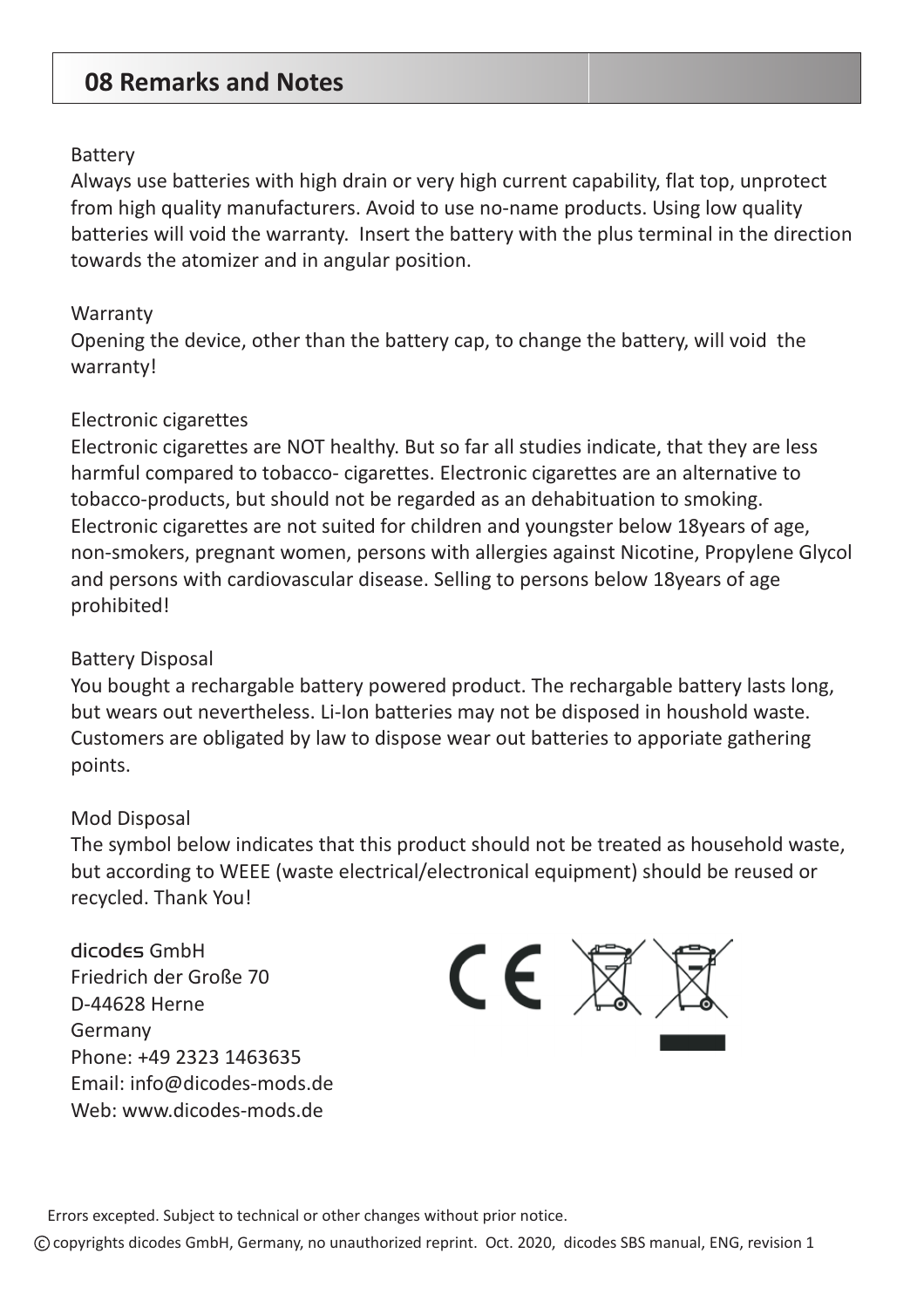## 08 Remarks and Notes

Battery

Always use batteries with high drain or very high current capability, flat top, unprotect from high quality manufacturers. Avoid to use no-name products. Using low quality batteries will void the warranty. Insert the battery with the plus terminal in the direction towards the atomizer and in angular position.

Warranty

Opening the device, other than the battery cap, to change the battery, will void the warranty!

Electronic cigarettes

Electronic cigarettes are NOT healthy. But so far all studies indicate, that they are less harmful compared to tobacco- cigarettes. Electronic cigarettes are an alternative to tobacco-products, but should not be regarded as an dehabituation to smoking. Electronic cigarettes are not suited for children and youngster below 18years of age, non-smokers, pregnant women, persons with allergies against Nicotine, Propylene Glycol and persons with cardiovascular disease. Selling to persons below 18years of age prohibited!

Battery Disposal

You bought a rechargable battery powered product. The rechargable battery lasts long, but wears out nevertheless. Li-Ion batteries may not be disposed in houshold waste. Customers are obligated by law to dispose wear out batteries to apporiate gathering points.

Mod Disposal

The symbol below indicates that this product should not be treated as household waste, but according to WEEE (waste electrical/electronical equipment) should be reused or recycled. Thank You!

dicodes GmbH
Friedrich der Große 70
D-44628 Herne
Germany
Phone: +49 2323 1463635
Email: info@dicodes-mods.de
Web: www.dicodes-mods.de

Errors excepted. Subject to technical or other changes without prior notice.

© copyrights dicodes GmbH, Germany, no unauthorized reprint. Oct. 2020, dicodes SBS manual, ENG, revision 1